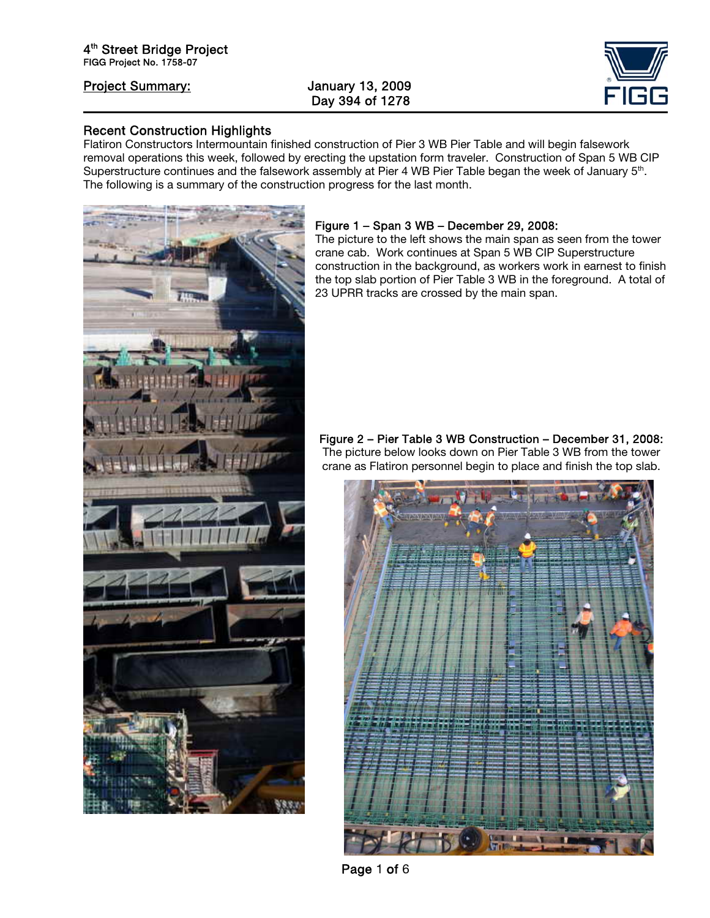4[th] Street Bridge Project
FIGG Project No. 1758-07

**Project Summary:** January 13, 2009
Day 394 of 1278

## Recent Construction Highlights

Flatiron Constructors Intermountain finished construction of Pier 3 WB Pier Table and will begin falsework removal operations this week, followed by erecting the upstation form traveler. Construction of Span 5 WB CIP Superstructure continues and the falsework assembly at Pier 4 WB Pier Table began the week of January 5[th]. The following is a summary of the construction progress for the last month.

**Figure 1 – Span 3 WB – December 29, 2008:**
The picture to the left shows the main span as seen from the tower crane cab. Work continues at Span 5 WB CIP Superstructure construction in the background, as workers work in earnest to finish the top slab portion of Pier Table 3 WB in the foreground. A total of 23 UPRR tracks are crossed by the main span.

**Figure 2 – Pier Table 3 WB Construction – December 31, 2008:**
The picture below looks down on Pier Table 3 WB from the tower crane as Flatiron personnel begin to place and finish the top slab.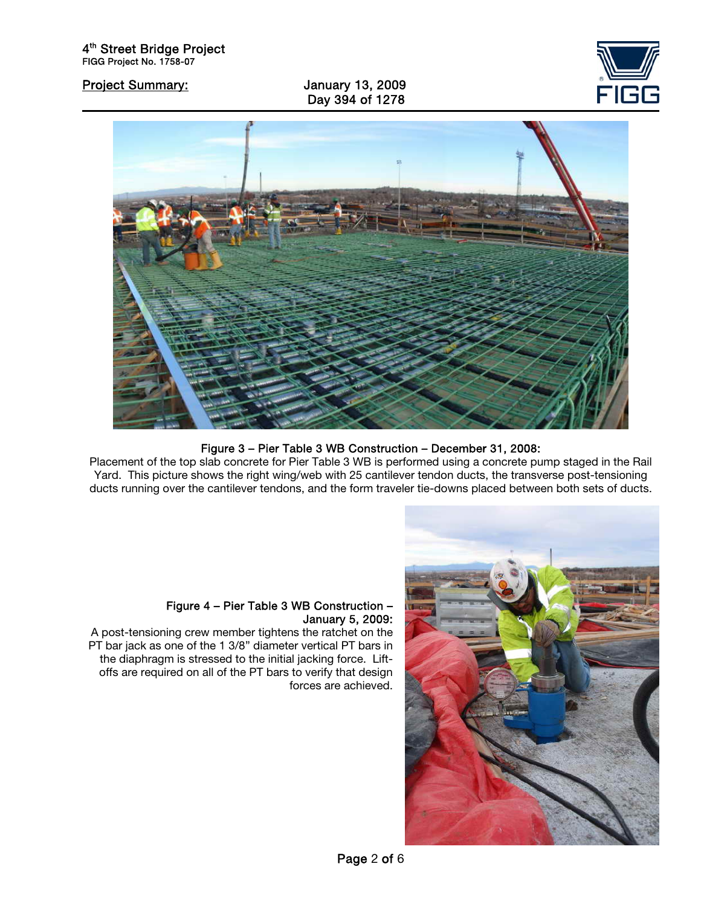**Figure 3 – Pier Table 3 WB Construction – December 31, 2008:**
Placement of the top slab concrete for Pier Table 3 WB is performed using a concrete pump staged in the Rail Yard. This picture shows the right wing/web with 25 cantilever tendon ducts, the transverse post-tensioning ducts running over the cantilever tendons, and the form traveler tie-downs placed between both sets of ducts.

**Figure 4 – Pier Table 3 WB Construction – January 5, 2009:**
A post-tensioning crew member tightens the ratchet on the PT bar jack as one of the 1 3/8" diameter vertical PT bars in the diaphragm is stressed to the initial jacking force. Lift-offs are required on all of the PT bars to verify that design forces are achieved.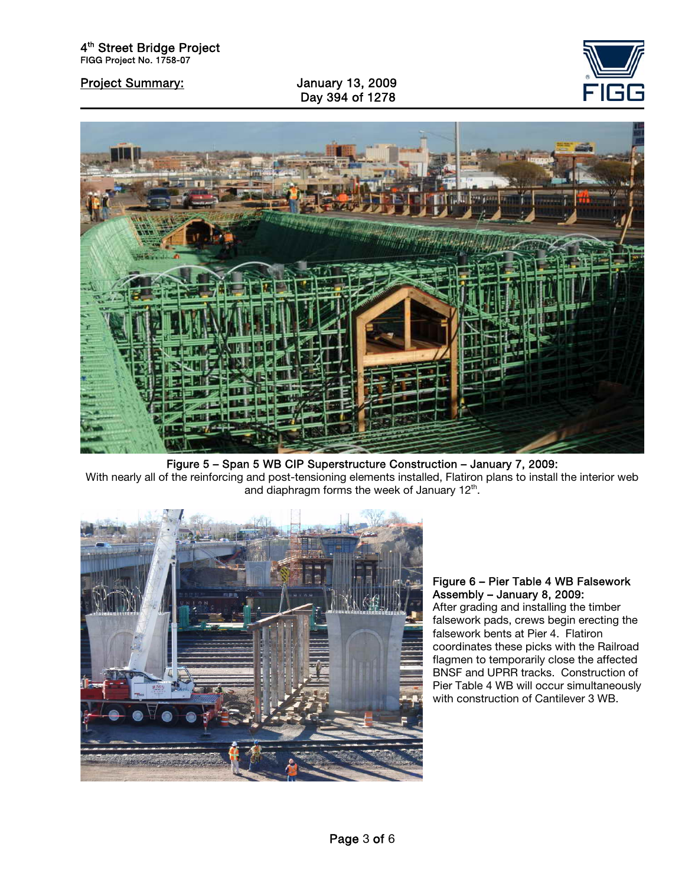**Figure 5 – Span 5 WB CIP Superstructure Construction – January 7, 2009:**
With nearly all of the reinforcing and post-tensioning elements installed, Flatiron plans to install the interior web and diaphragm forms the week of January 12th.

**Figure 6 – Pier Table 4 WB Falsework Assembly – January 8, 2009:**
After grading and installing the timber falsework pads, crews begin erecting the falsework bents at Pier 4. Flatiron coordinates these picks with the Railroad flagmen to temporarily close the affected BNSF and UPRR tracks. Construction of Pier Table 4 WB will occur simultaneously with construction of Cantilever 3 WB.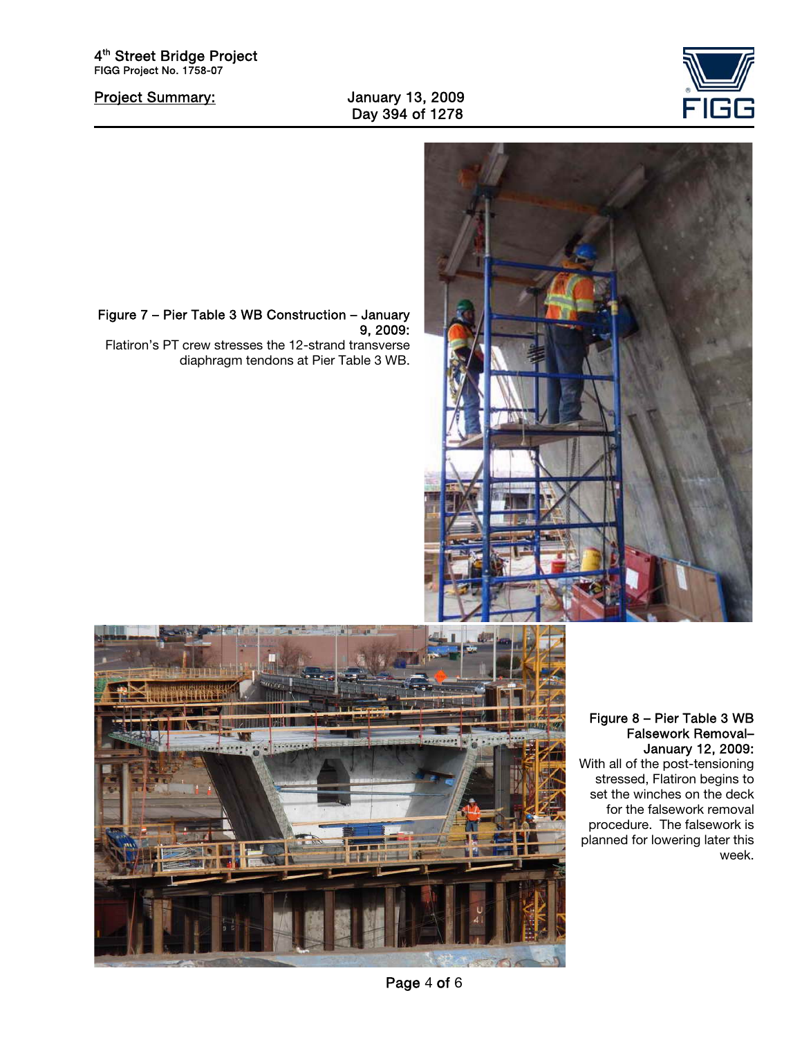**Figure 7 – Pier Table 3 WB Construction – January 9, 2009:**
Flatiron's PT crew stresses the 12-strand transverse diaphragm tendons at Pier Table 3 WB.

**Figure 8 – Pier Table 3 WB Falsework Removal– January 12, 2009:**
With all of the post-tensioning stressed, Flatiron begins to set the winches on the deck for the falsework removal procedure. The falsework is planned for lowering later this week.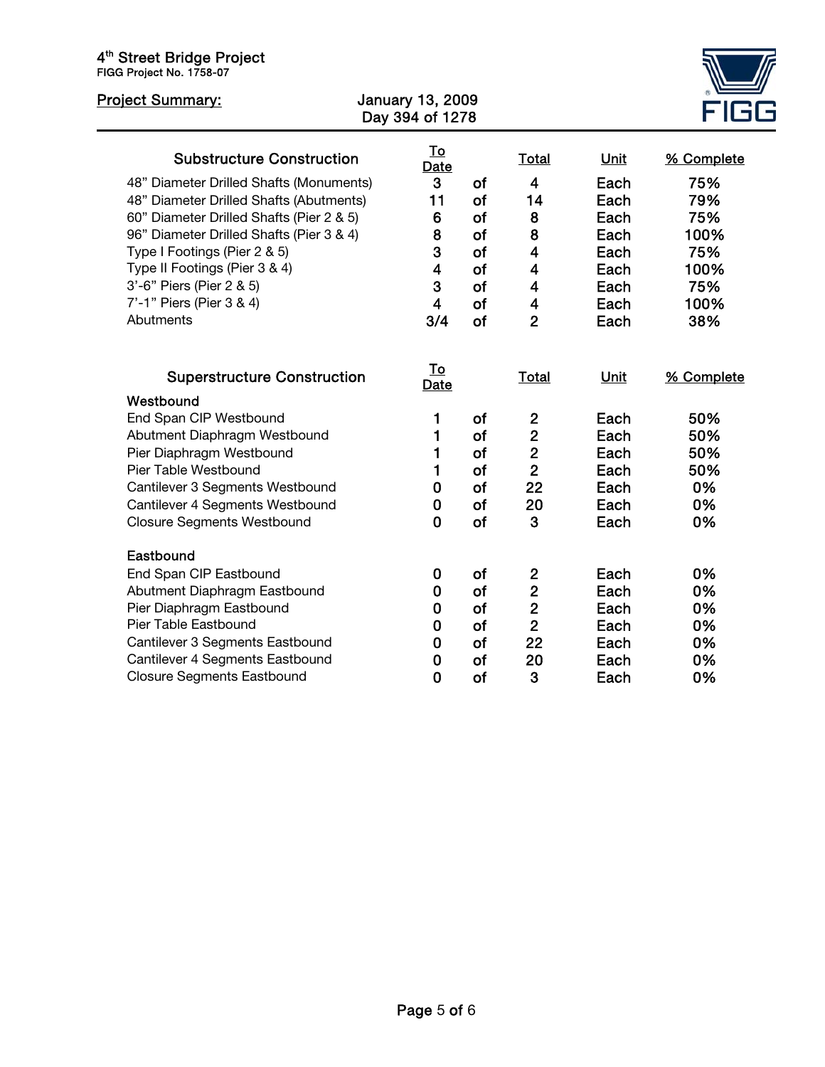4th Street Bridge Project
FIGG Project No. 1758-07

**Project Summary:** January 13, 2009
Day 394 of 1278

| Substructure Construction | To Date | | Total | Unit | % Complete |
|---|---|---|---|---|---|
| 48" Diameter Drilled Shafts (Monuments) | 3 | of | 4 | Each | 75% |
| 48" Diameter Drilled Shafts (Abutments) | 11 | of | 14 | Each | 79% |
| 60" Diameter Drilled Shafts (Pier 2 & 5) | 6 | of | 8 | Each | 75% |
| 96" Diameter Drilled Shafts (Pier 3 & 4) | 8 | of | 8 | Each | 100% |
| Type I Footings (Pier 2 & 5) | 3 | of | 4 | Each | 75% |
| Type II Footings (Pier 3 & 4) | 4 | of | 4 | Each | 100% |
| 3'-6" Piers (Pier 2 & 5) | 3 | of | 4 | Each | 75% |
| 7'-1" Piers (Pier 3 & 4) | 4 | of | 4 | Each | 100% |
| Abutments | 3/4 | of | 2 | Each | 38% |

| Superstructure Construction | To Date | | Total | Unit | % Complete |
|---|---|---|---|---|---|
| **Westbound** | | | | | |
| End Span CIP Westbound | 1 | of | 2 | Each | 50% |
| Abutment Diaphragm Westbound | 1 | of | 2 | Each | 50% |
| Pier Diaphragm Westbound | 1 | of | 2 | Each | 50% |
| Pier Table Westbound | 1 | of | 2 | Each | 50% |
| Cantilever 3 Segments Westbound | 0 | of | 22 | Each | 0% |
| Cantilever 4 Segments Westbound | 0 | of | 20 | Each | 0% |
| Closure Segments Westbound | 0 | of | 3 | Each | 0% |
| **Eastbound** | | | | | |
| End Span CIP Eastbound | 0 | of | 2 | Each | 0% |
| Abutment Diaphragm Eastbound | 0 | of | 2 | Each | 0% |
| Pier Diaphragm Eastbound | 0 | of | 2 | Each | 0% |
| Pier Table Eastbound | 0 | of | 2 | Each | 0% |
| Cantilever 3 Segments Eastbound | 0 | of | 22 | Each | 0% |
| Cantilever 4 Segments Eastbound | 0 | of | 20 | Each | 0% |
| Closure Segments Eastbound | 0 | of | 3 | Each | 0% |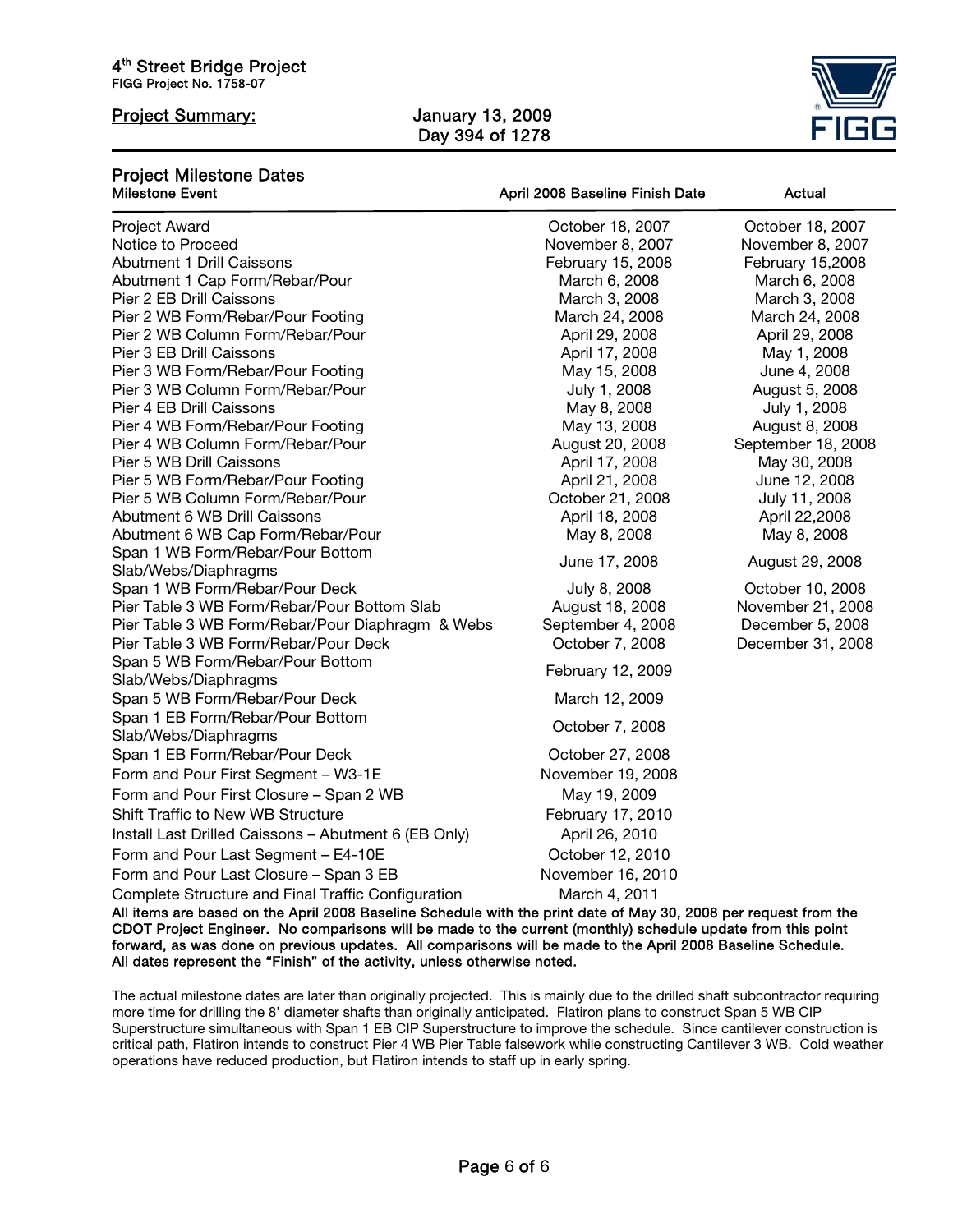# 4th Street Bridge Project

FIGG Project No. 1758-07

## Project Summary: January 13, 2009 Day 394 of 1278

### Project Milestone Dates

| Milestone Event | April 2008 Baseline Finish Date | Actual |
|---|---|---|
| Project Award | October 18, 2007 | October 18, 2007 |
| Notice to Proceed | November 8, 2007 | November 8, 2007 |
| Abutment 1 Drill Caissons | February 15, 2008 | February 15,2008 |
| Abutment 1 Cap Form/Rebar/Pour | March 6, 2008 | March 6, 2008 |
| Pier 2 EB Drill Caissons | March 3, 2008 | March 3, 2008 |
| Pier 2 WB Form/Rebar/Pour Footing | March 24, 2008 | March 24, 2008 |
| Pier 2 WB Column Form/Rebar/Pour | April 29, 2008 | April 29, 2008 |
| Pier 3 EB Drill Caissons | April 17, 2008 | May 1, 2008 |
| Pier 3 WB Form/Rebar/Pour Footing | May 15, 2008 | June 4, 2008 |
| Pier 3 WB Column Form/Rebar/Pour | July 1, 2008 | August 5, 2008 |
| Pier 4 EB Drill Caissons | May 8, 2008 | July 1, 2008 |
| Pier 4 WB Form/Rebar/Pour Footing | May 13, 2008 | August 8, 2008 |
| Pier 4 WB Column Form/Rebar/Pour | August 20, 2008 | September 18, 2008 |
| Pier 5 WB Drill Caissons | April 17, 2008 | May 30, 2008 |
| Pier 5 WB Form/Rebar/Pour Footing | April 21, 2008 | June 12, 2008 |
| Pier 5 WB Column Form/Rebar/Pour | October 21, 2008 | July 11, 2008 |
| Abutment 6 WB Drill Caissons | April 18, 2008 | April 22,2008 |
| Abutment 6 WB Cap Form/Rebar/Pour | May 8, 2008 | May 8, 2008 |
| Span 1 WB Form/Rebar/Pour Bottom Slab/Webs/Diaphragms | June 17, 2008 | August 29, 2008 |
| Span 1 WB Form/Rebar/Pour Deck | July 8, 2008 | October 10, 2008 |
| Pier Table 3 WB Form/Rebar/Pour Bottom Slab | August 18, 2008 | November 21, 2008 |
| Pier Table 3 WB Form/Rebar/Pour Diaphragm & Webs | September 4, 2008 | December 5, 2008 |
| Pier Table 3 WB Form/Rebar/Pour Deck | October 7, 2008 | December 31, 2008 |
| Span 5 WB Form/Rebar/Pour Bottom Slab/Webs/Diaphragms | February 12, 2009 | |
| Span 5 WB Form/Rebar/Pour Deck | March 12, 2009 | |
| Span 1 EB Form/Rebar/Pour Bottom Slab/Webs/Diaphragms | October 7, 2008 | |
| Span 1 EB Form/Rebar/Pour Deck | October 27, 2008 | |
| Form and Pour First Segment – W3-1E | November 19, 2008 | |
| Form and Pour First Closure – Span 2 WB | May 19, 2009 | |
| Shift Traffic to New WB Structure | February 17, 2010 | |
| Install Last Drilled Caissons – Abutment 6 (EB Only) | April 26, 2010 | |
| Form and Pour Last Segment – E4-10E | October 12, 2010 | |
| Form and Pour Last Closure – Span 3 EB | November 16, 2010 | |
| Complete Structure and Final Traffic Configuration | March 4, 2011 | |

**All items are based on the April 2008 Baseline Schedule with the print date of May 30, 2008 per request from the CDOT Project Engineer. No comparisons will be made to the current (monthly) schedule update from this point forward, as was done on previous updates. All comparisons will be made to the April 2008 Baseline Schedule. All dates represent the "Finish" of the activity, unless otherwise noted.**

The actual milestone dates are later than originally projected. This is mainly due to the drilled shaft subcontractor requiring more time for drilling the 8' diameter shafts than originally anticipated. Flatiron plans to construct Span 5 WB CIP Superstructure simultaneous with Span 1 EB CIP Superstructure to improve the schedule. Since cantilever construction is critical path, Flatiron intends to construct Pier 4 WB Pier Table falsework while constructing Cantilever 3 WB. Cold weather operations have reduced production, but Flatiron intends to staff up in early spring.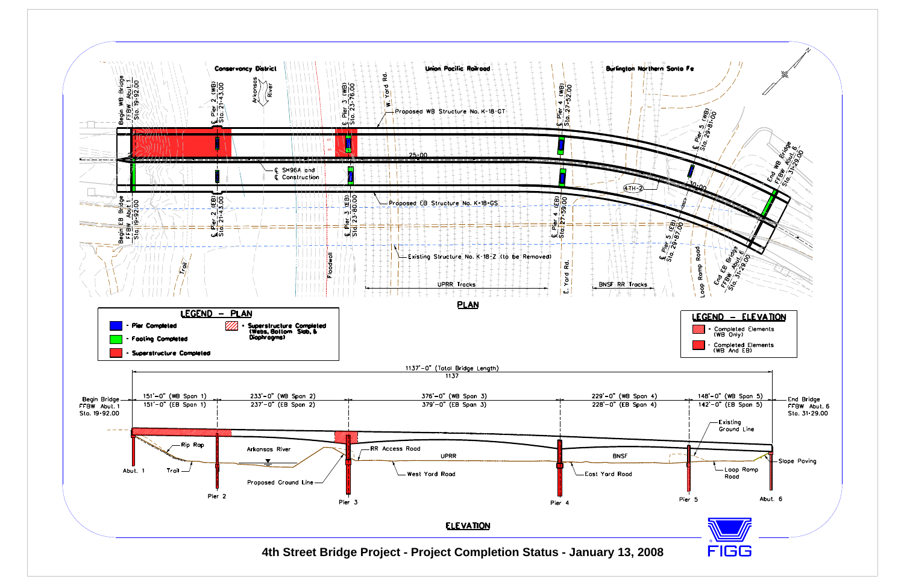# 4th Street Bridge Project - Project Completion Status - January 13, 2008

## PLAN

Conservancy District

Union Pacific Railroad

Burlington Northern Santa Fe

Begin WB Bridge
FFBW Abut. 1
Sta. 19+92.00

℄ Pier 2 (WB)
Sta. 21+43.00

Arkansas River

℄ Pier 3 (WB)
Sta. 23+76.00

W. Yard Rd.

Proposed WB Structure No. K-18-CT

℄ Pier 4 (WB)
Sta. 27+52.00

℄ Pier 5 (WB)
Sta. 29+81.00

End WB Bridge
FFBW Abut. 6
Sta. 31+29.00

℄ SH96A and
℄ Construction

25+00

30+00

4TH-2

Begin EB Bridge
FFBW Abut. 1
Sta. 19+92.00

℄ Pier 2 (EB)
Sta. 21+43.00

℄ Pier 3 (EB)
Sta. 23+80.00

Proposed EB Structure No. K-18-GS

℄ Pier 4 (EB)
Sta. 27+59.00

℄ Pier 5 (EB)
Sta. 29+87.00

End EB Bridge
FFBW Abut. 6
Sta. 31+29.00

Trail

Floodwall

Existing Structure No. K-18-Z (to be Removed)

UPRR Tracks

E. Yard Rd.

BNSF RR Tracks

Loop Ramp Road

### LEGEND - PLAN

- Pier Completed
- Footing Completed
- Superstructure Completed
- Superstructure Completed (Webs, Bottom Slab, & Diaphragms)

### LEGEND - ELEVATION

- Completed Elements (WB Only)
- Completed Elements (WB And EB)

## ELEVATION

1137'-0" (Total Bridge Length)
1137

151'-0" (WB Span 1)
151'-0" (EB Span 1)

233'-0" (WB Span 2)
237'-0" (EB Span 2)

376'-0" (WB Span 3)
379'-0" (EB Span 3)

229'-0" (WB Span 4)
228'-0" (EB Span 4)

148'-0" (WB Span 5)
142'-0" (EB Span 5)

Begin Bridge
FFBW Abut. 1
Sta. 19+92.00

End Bridge
FFBW Abut. 6
Sta. 31+29.00

Existing Ground Line

Rip Rap

Arkansas River

RR Access Road

UPRR

BNSF

Slope Paving

Abut. 1

Trail

Proposed Ground Line

West Yard Road

East Yard Road

Loop Ramp Road

Pier 2

Pier 3

Pier 4

Pier 5

Abut. 6

FIGG